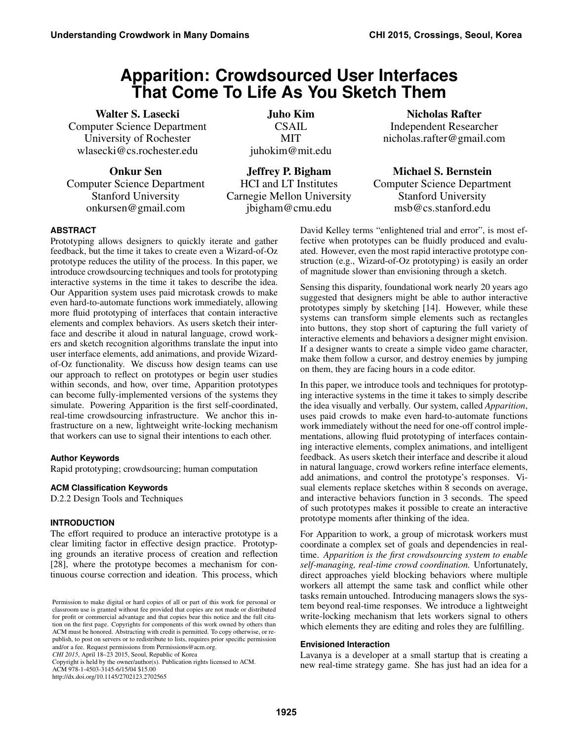# Apparition: Crowdsourced User Interfaces That Come To Life As You Sketch Them

**Walter S. Lasecki**
Computer Science Department
University of Rochester
wlasecki@cs.rochester.edu

**Juho Kim**
CSAIL
MIT
juhokim@mit.edu

**Nicholas Rafter**
Independent Researcher
nicholas.rafter@gmail.com

**Onkur Sen**
Computer Science Department
Stanford University
onkursen@gmail.com

**Jeffrey P. Bigham**
HCI and LT Institutes
Carnegie Mellon University
jbigham@cmu.edu

**Michael S. Bernstein**
Computer Science Department
Stanford University
msb@cs.stanford.edu

## ABSTRACT

Prototyping allows designers to quickly iterate and gather feedback, but the time it takes to create even a Wizard-of-Oz prototype reduces the utility of the process. In this paper, we introduce crowdsourcing techniques and tools for prototyping interactive systems in the time it takes to describe the idea. Our Apparition system uses paid microtask crowds to make even hard-to-automate functions work immediately, allowing more fluid prototyping of interfaces that contain interactive elements and complex behaviors. As users sketch their interface and describe it aloud in natural language, crowd workers and sketch recognition algorithms translate the input into user interface elements, add animations, and provide Wizard-of-Oz functionality. We discuss how design teams can use our approach to reflect on prototypes or begin user studies within seconds, and how, over time, Apparition prototypes can become fully-implemented versions of the systems they simulate. Powering Apparition is the first self-coordinated, real-time crowdsourcing infrastructure. We anchor this infrastructure on a new, lightweight write-locking mechanism that workers can use to signal their intentions to each other.

### Author Keywords

Rapid prototyping; crowdsourcing; human computation

### ACM Classification Keywords

D.2.2 Design Tools and Techniques

## INTRODUCTION

The effort required to produce an interactive prototype is a clear limiting factor in effective design practice. Prototyping grounds an iterative process of creation and reflection [28], where the prototype becomes a mechanism for continuous course correction and ideation. This process, which David Kelley terms "enlightened trial and error", is most effective when prototypes can be fluidly produced and evaluated. However, even the most rapid interactive prototype construction (e.g., Wizard-of-Oz prototyping) is easily an order of magnitude slower than envisioning through a sketch.

Sensing this disparity, foundational work nearly 20 years ago suggested that designers might be able to author interactive prototypes simply by sketching [14]. However, while these systems can transform simple elements such as rectangles into buttons, they stop short of capturing the full variety of interactive elements and behaviors a designer might envision. If a designer wants to create a simple video game character, make them follow a cursor, and destroy enemies by jumping on them, they are facing hours in a code editor.

In this paper, we introduce tools and techniques for prototyping interactive systems in the time it takes to simply describe the idea visually and verbally. Our system, called *Apparition*, uses paid crowds to make even hard-to-automate functions work immediately without the need for one-off control implementations, allowing fluid prototyping of interfaces containing interactive elements, complex animations, and intelligent feedback. As users sketch their interface and describe it aloud in natural language, crowd workers refine interface elements, add animations, and control the prototype's responses. Visual elements replace sketches within 8 seconds on average, and interactive behaviors function in 3 seconds. The speed of such prototypes makes it possible to create an interactive prototype moments after thinking of the idea.

For Apparition to work, a group of microtask workers must coordinate a complex set of goals and dependencies in real-time. *Apparition is the first crowdsourcing system to enable self-managing, real-time crowd coordination.* Unfortunately, direct approaches yield blocking behaviors where multiple workers all attempt the same task and conflict while other tasks remain untouched. Introducing managers slows the system beyond real-time responses. We introduce a lightweight write-locking mechanism that lets workers signal to others which elements they are editing and roles they are fulfilling.

### Envisioned Interaction

Lavanya is a developer at a small startup that is creating a new real-time strategy game. She has just had an idea for a

Permission to make digital or hard copies of all or part of this work for personal or classroom use is granted without fee provided that copies are not made or distributed for profit or commercial advantage and that copies bear this notice and the full citation on the first page. Copyrights for components of this work owned by others than ACM must be honored. Abstracting with credit is permitted. To copy otherwise, or republish, to post on servers or to redistribute to lists, requires prior specific permission and/or a fee. Request permissions from Permissions@acm.org.
*CHI 2015*, April 18–23 2015, Seoul, Republic of Korea
Copyright is held by the owner/author(s). Publication rights licensed to ACM.
ACM 978-1-4503-3145-6/15/04 $15.00
http://dx.doi.org/10.1145/2702123.2702565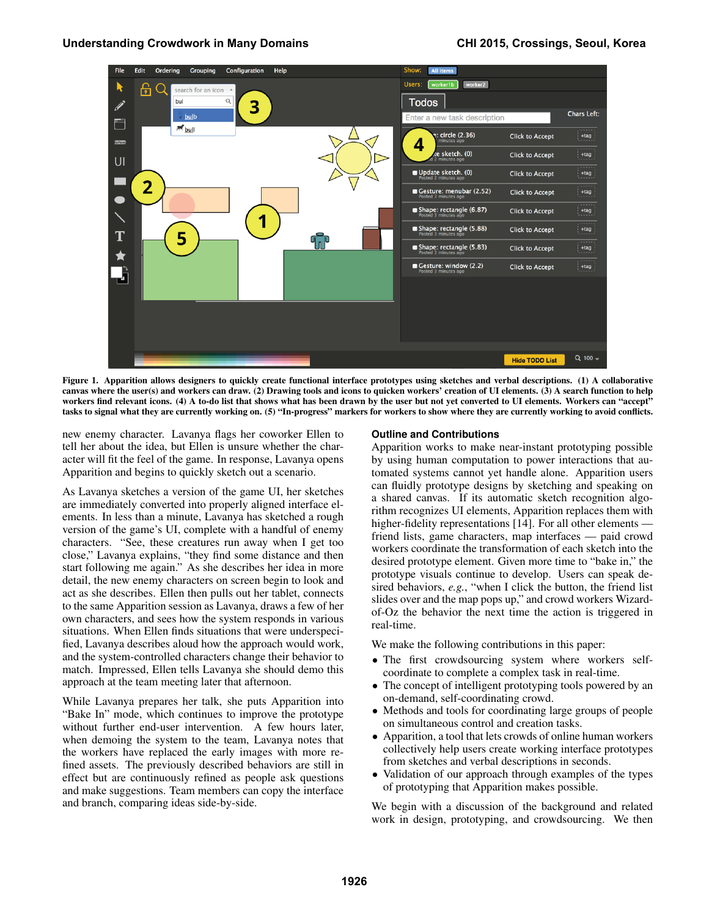Figure 1. Apparition allows designers to quickly create functional interface prototypes using sketches and verbal descriptions. (1) A collaborative canvas where the user(s) and workers can draw. (2) Drawing tools and icons to quicken workers' creation of UI elements. (3) A search function to help workers find relevant icons. (4) A to-do list that shows what has been drawn by the user but not yet converted to UI elements. Workers can "accept" tasks to signal what they are currently working on. (5) "In-progress" markers for workers to show where they are currently working to avoid conflicts.

new enemy character. Lavanya flags her coworker Ellen to tell her about the idea, but Ellen is unsure whether the character will fit the feel of the game. In response, Lavanya opens Apparition and begins to quickly sketch out a scenario.

As Lavanya sketches a version of the game UI, her sketches are immediately converted into properly aligned interface elements. In less than a minute, Lavanya has sketched a rough version of the game's UI, complete with a handful of enemy characters. "See, these creatures run away when I get too close," Lavanya explains, "they find some distance and then start following me again." As she describes her idea in more detail, the new enemy characters on screen begin to look and act as she describes. Ellen then pulls out her tablet, connects to the same Apparition session as Lavanya, draws a few of her own characters, and sees how the system responds in various situations. When Ellen finds situations that were underspecified, Lavanya describes aloud how the approach would work, and the system-controlled characters change their behavior to match. Impressed, Ellen tells Lavanya she should demo this approach at the team meeting later that afternoon.

While Lavanya prepares her talk, she puts Apparition into "Bake In" mode, which continues to improve the prototype without further end-user intervention. A few hours later, when demoing the system to the team, Lavanya notes that the workers have replaced the early images with more refined assets. The previously described behaviors are still in effect but are continuously refined as people ask questions and make suggestions. Team members can copy the interface and branch, comparing ideas side-by-side.

## Outline and Contributions

Apparition works to make near-instant prototyping possible by using human computation to power interactions that automated systems cannot yet handle alone. Apparition users can fluidly prototype designs by sketching and speaking on a shared canvas. If its automatic sketch recognition algorithm recognizes UI elements, Apparition replaces them with higher-fidelity representations [14]. For all other elements — friend lists, game characters, map interfaces — paid crowd workers coordinate the transformation of each sketch into the desired prototype element. Given more time to "bake in," the prototype visuals continue to develop. Users can speak desired behaviors, *e.g.*, "when I click the button, the friend list slides over and the map pops up," and crowd workers Wizard-of-Oz the behavior the next time the action is triggered in real-time.

We make the following contributions in this paper:

- The first crowdsourcing system where workers self-coordinate to complete a complex task in real-time.
- The concept of intelligent prototyping tools powered by an on-demand, self-coordinating crowd.
- Methods and tools for coordinating large groups of people on simultaneous control and creation tasks.
- Apparition, a tool that lets crowds of online human workers collectively help users create working interface prototypes from sketches and verbal descriptions in seconds.
- Validation of our approach through examples of the types of prototyping that Apparition makes possible.

We begin with a discussion of the background and related work in design, prototyping, and crowdsourcing. We then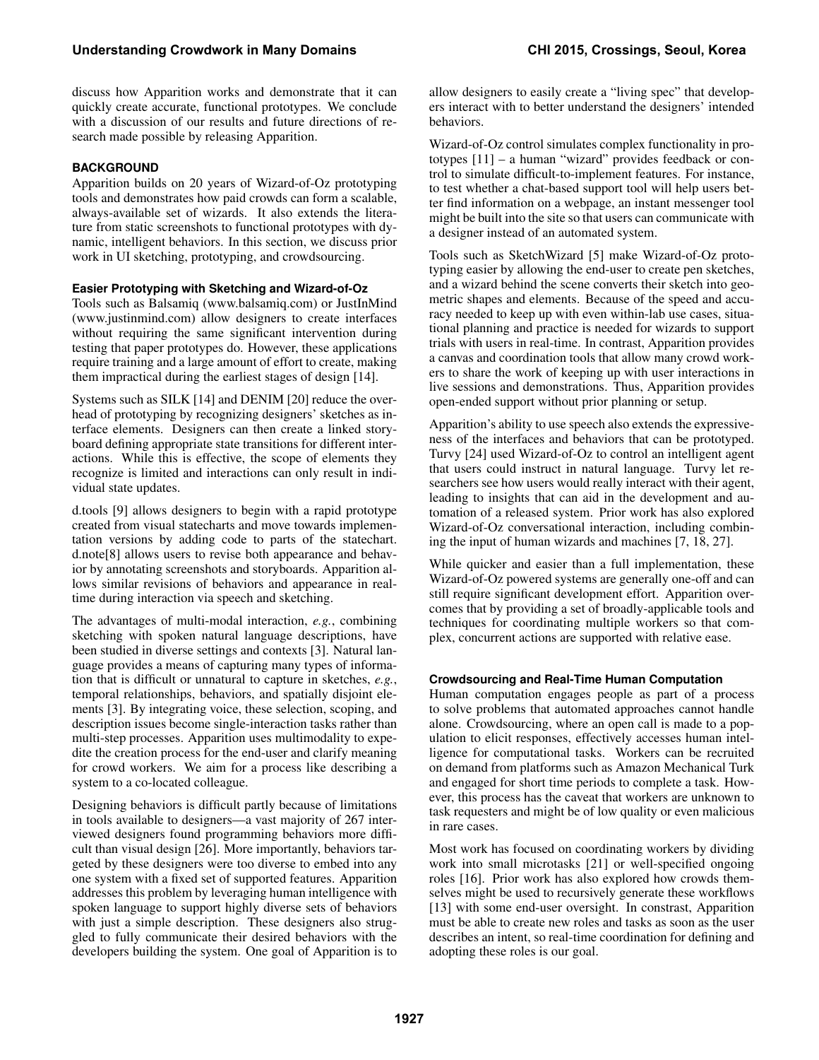discuss how Apparition works and demonstrate that it can quickly create accurate, functional prototypes. We conclude with a discussion of our results and future directions of research made possible by releasing Apparition.

## BACKGROUND

Apparition builds on 20 years of Wizard-of-Oz prototyping tools and demonstrates how paid crowds can form a scalable, always-available set of wizards. It also extends the literature from static screenshots to functional prototypes with dynamic, intelligent behaviors. In this section, we discuss prior work in UI sketching, prototyping, and crowdsourcing.

### Easier Prototyping with Sketching and Wizard-of-Oz

Tools such as Balsamiq (www.balsamiq.com) or JustInMind (www.justinmind.com) allow designers to create interfaces without requiring the same significant intervention during testing that paper prototypes do. However, these applications require training and a large amount of effort to create, making them impractical during the earliest stages of design [14].

Systems such as SILK [14] and DENIM [20] reduce the overhead of prototyping by recognizing designers' sketches as interface elements. Designers can then create a linked storyboard defining appropriate state transitions for different interactions. While this is effective, the scope of elements they recognize is limited and interactions can only result in individual state updates.

d.tools [9] allows designers to begin with a rapid prototype created from visual statecharts and move towards implementation versions by adding code to parts of the statechart. d.note[8] allows users to revise both appearance and behavior by annotating screenshots and storyboards. Apparition allows similar revisions of behaviors and appearance in real-time during interaction via speech and sketching.

The advantages of multi-modal interaction, *e.g.*, combining sketching with spoken natural language descriptions, have been studied in diverse settings and contexts [3]. Natural language provides a means of capturing many types of information that is difficult or unnatural to capture in sketches, *e.g.*, temporal relationships, behaviors, and spatially disjoint elements [3]. By integrating voice, these selection, scoping, and description issues become single-interaction tasks rather than multi-step processes. Apparition uses multimodality to expedite the creation process for the end-user and clarify meaning for crowd workers. We aim for a process like describing a system to a co-located colleague.

Designing behaviors is difficult partly because of limitations in tools available to designers—a vast majority of 267 interviewed designers found programming behaviors more difficult than visual design [26]. More importantly, behaviors targeted by these designers were too diverse to embed into any one system with a fixed set of supported features. Apparition addresses this problem by leveraging human intelligence with spoken language to support highly diverse sets of behaviors with just a simple description. These designers also struggled to fully communicate their desired behaviors with the developers building the system. One goal of Apparition is to allow designers to easily create a "living spec" that developers interact with to better understand the designers' intended behaviors.

Wizard-of-Oz control simulates complex functionality in prototypes [11] – a human "wizard" provides feedback or control to simulate difficult-to-implement features. For instance, to test whether a chat-based support tool will help users better find information on a webpage, an instant messenger tool might be built into the site so that users can communicate with a designer instead of an automated system.

Tools such as SketchWizard [5] make Wizard-of-Oz prototyping easier by allowing the end-user to create pen sketches, and a wizard behind the scene converts their sketch into geometric shapes and elements. Because of the speed and accuracy needed to keep up with even within-lab use cases, situational planning and practice is needed for wizards to support trials with users in real-time. In contrast, Apparition provides a canvas and coordination tools that allow many crowd workers to share the work of keeping up with user interactions in live sessions and demonstrations. Thus, Apparition provides open-ended support without prior planning or setup.

Apparition's ability to use speech also extends the expressiveness of the interfaces and behaviors that can be prototyped. Turvy [24] used Wizard-of-Oz to control an intelligent agent that users could instruct in natural language. Turvy let researchers see how users would really interact with their agent, leading to insights that can aid in the development and automation of a released system. Prior work has also explored Wizard-of-Oz conversational interaction, including combining the input of human wizards and machines [7, 18, 27].

While quicker and easier than a full implementation, these Wizard-of-Oz powered systems are generally one-off and can still require significant development effort. Apparition overcomes that by providing a set of broadly-applicable tools and techniques for coordinating multiple workers so that complex, concurrent actions are supported with relative ease.

### Crowdsourcing and Real-Time Human Computation

Human computation engages people as part of a process to solve problems that automated approaches cannot handle alone. Crowdsourcing, where an open call is made to a population to elicit responses, effectively accesses human intelligence for computational tasks. Workers can be recruited on demand from platforms such as Amazon Mechanical Turk and engaged for short time periods to complete a task. However, this process has the caveat that workers are unknown to task requesters and might be of low quality or even malicious in rare cases.

Most work has focused on coordinating workers by dividing work into small microtasks [21] or well-specified ongoing roles [16]. Prior work has also explored how crowds themselves might be used to recursively generate these workflows [13] with some end-user oversight. In constrast, Apparition must be able to create new roles and tasks as soon as the user describes an intent, so real-time coordination for defining and adopting these roles is our goal.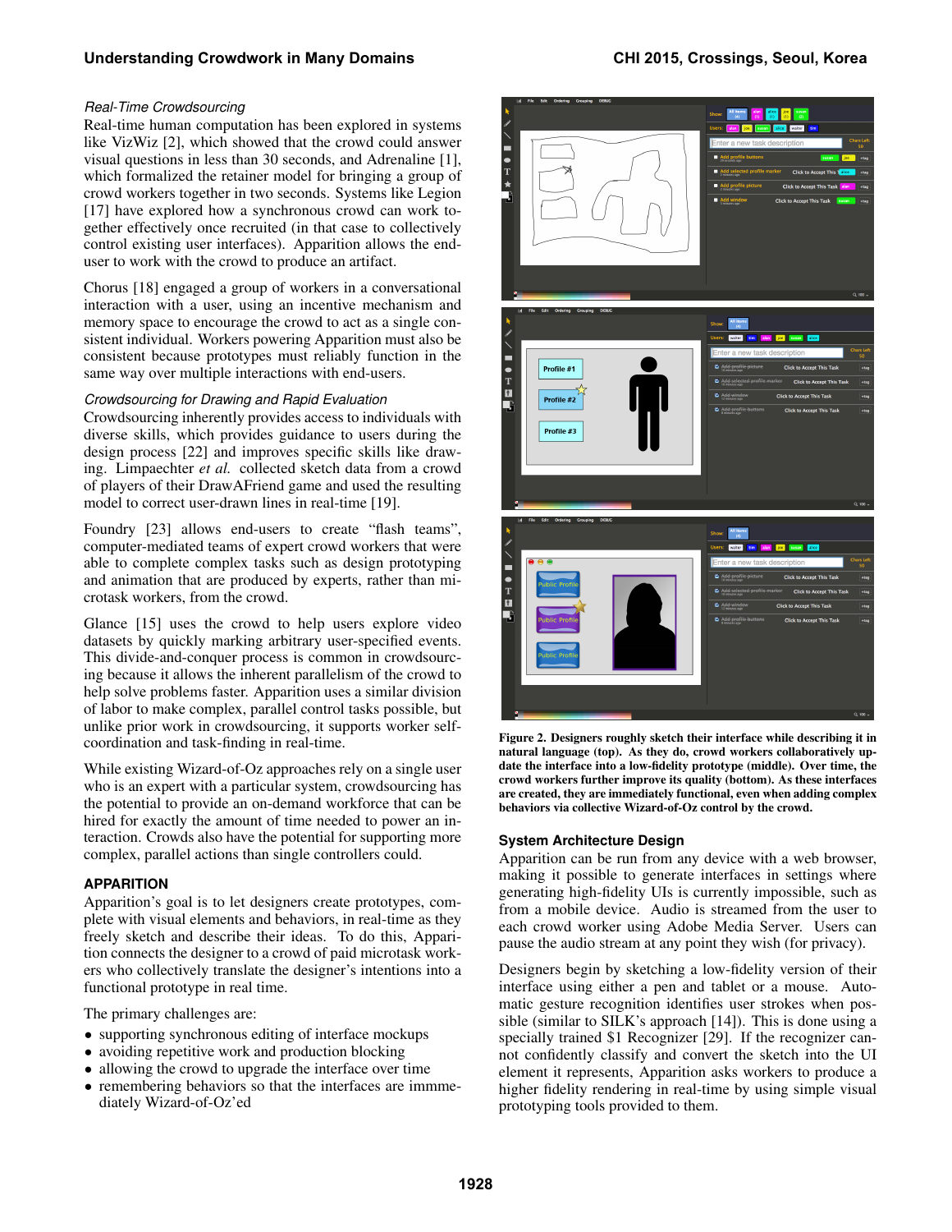### *Real-Time Crowdsourcing*

Real-time human computation has been explored in systems like VizWiz [2], which showed that the crowd could answer visual questions in less than 30 seconds, and Adrenaline [1], which formalized the retainer model for bringing a group of crowd workers together in two seconds. Systems like Legion [17] have explored how a synchronous crowd can work together effectively once recruited (in that case to collectively control existing user interfaces). Apparition allows the end-user to work with the crowd to produce an artifact.

Chorus [18] engaged a group of workers in a conversational interaction with a user, using an incentive mechanism and memory space to encourage the crowd to act as a single consistent individual. Workers powering Apparition must also be consistent because prototypes must reliably function in the same way over multiple interactions with end-users.

### *Crowdsourcing for Drawing and Rapid Evaluation*

Crowdsourcing inherently provides access to individuals with diverse skills, which provides guidance to users during the design process [22] and improves specific skills like drawing. Limpaechter *et al.* collected sketch data from a crowd of players of their DrawAFriend game and used the resulting model to correct user-drawn lines in real-time [19].

Foundry [23] allows end-users to create "flash teams", computer-mediated teams of expert crowd workers that were able to complete complex tasks such as design prototyping and animation that are produced by experts, rather than microtask workers, from the crowd.

Glance [15] uses the crowd to help users explore video datasets by quickly marking arbitrary user-specified events. This divide-and-conquer process is common in crowdsourcing because it allows the inherent parallelism of the crowd to help solve problems faster. Apparition uses a similar division of labor to make complex, parallel control tasks possible, but unlike prior work in crowdsourcing, it supports worker self-coordination and task-finding in real-time.

While existing Wizard-of-Oz approaches rely on a single user who is an expert with a particular system, crowdsourcing has the potential to provide an on-demand workforce that can be hired for exactly the amount of time needed to power an interaction. Crowds also have the potential for supporting more complex, parallel actions than single controllers could.

## APPARITION

Apparition's goal is to let designers create prototypes, complete with visual elements and behaviors, in real-time as they freely sketch and describe their ideas. To do this, Apparition connects the designer to a crowd of paid microtask workers who collectively translate the designer's intentions into a functional prototype in real time.

The primary challenges are:

- supporting synchronous editing of interface mockups
- avoiding repetitive work and production blocking
- allowing the crowd to upgrade the interface over time
- remembering behaviors so that the interfaces are immmediately Wizard-of-Oz'ed

**Figure 2. Designers roughly sketch their interface while describing it in natural language (top). As they do, crowd workers collaboratively update the interface into a low-fidelity prototype (middle). Over time, the crowd workers further improve its quality (bottom). As these interfaces are created, they are immediately functional, even when adding complex behaviors via collective Wizard-of-Oz control by the crowd.**

### System Architecture Design

Apparition can be run from any device with a web browser, making it possible to generate interfaces in settings where generating high-fidelity UIs is currently impossible, such as from a mobile device. Audio is streamed from the user to each crowd worker using Adobe Media Server. Users can pause the audio stream at any point they wish (for privacy).

Designers begin by sketching a low-fidelity version of their interface using either a pen and tablet or a mouse. Automatic gesture recognition identifies user strokes when possible (similar to SILK's approach [14]). This is done using a specially trained $1 Recognizer [29]. If the recognizer cannot confidently classify and convert the sketch into the UI element it represents, Apparition asks workers to produce a higher fidelity rendering in real-time by using simple visual prototyping tools provided to them.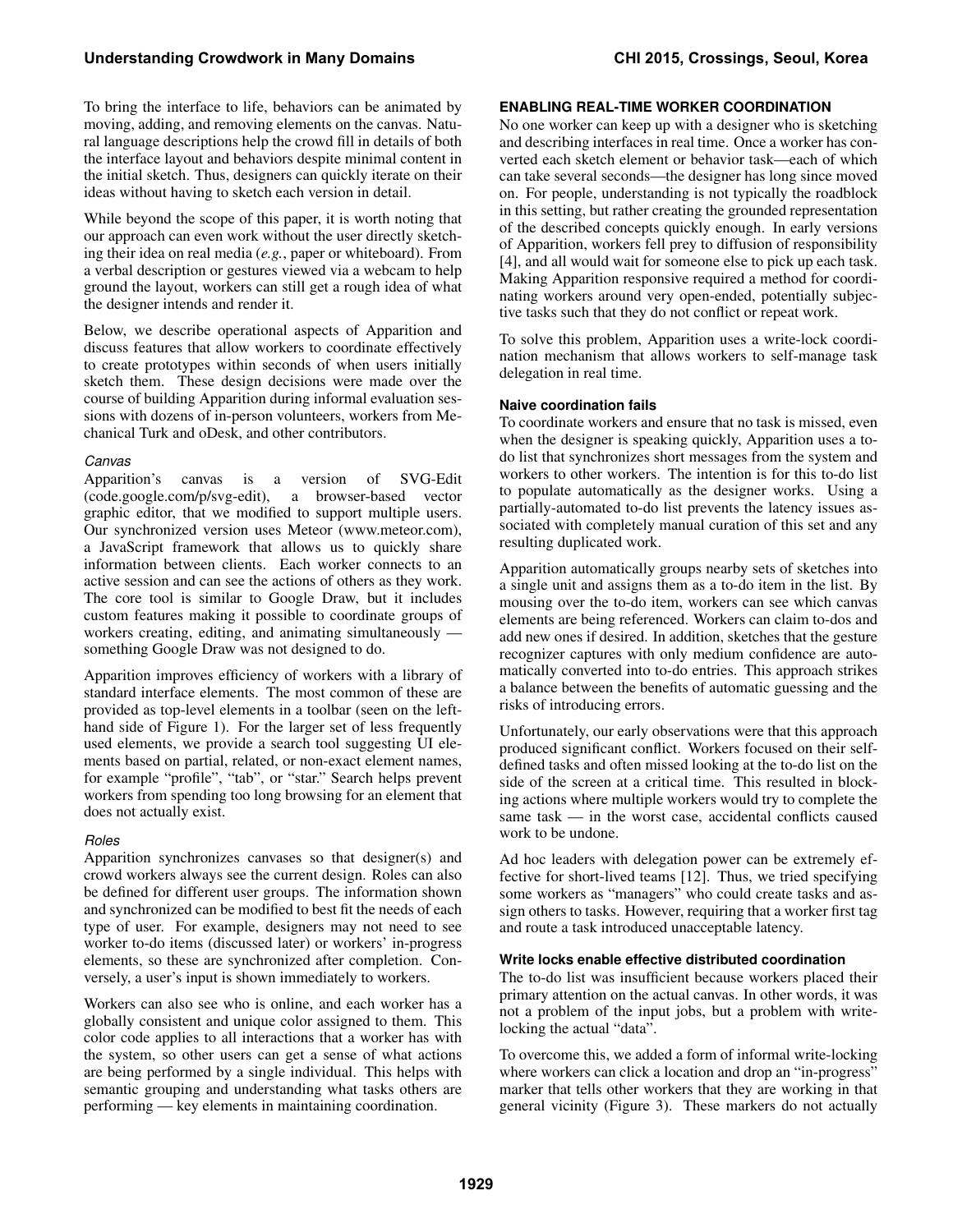To bring the interface to life, behaviors can be animated by moving, adding, and removing elements on the canvas. Natural language descriptions help the crowd fill in details of both the interface layout and behaviors despite minimal content in the initial sketch. Thus, designers can quickly iterate on their ideas without having to sketch each version in detail.

While beyond the scope of this paper, it is worth noting that our approach can even work without the user directly sketching their idea on real media (*e.g.*, paper or whiteboard). From a verbal description or gestures viewed via a webcam to help ground the layout, workers can still get a rough idea of what the designer intends and render it.

Below, we describe operational aspects of Apparition and discuss features that allow workers to coordinate effectively to create prototypes within seconds of when users initially sketch them. These design decisions were made over the course of building Apparition during informal evaluation sessions with dozens of in-person volunteers, workers from Mechanical Turk and oDesk, and other contributors.

#### *Canvas*

Apparition's canvas is a version of SVG-Edit (code.google.com/p/svg-edit), a browser-based vector graphic editor, that we modified to support multiple users. Our synchronized version uses Meteor (www.meteor.com), a JavaScript framework that allows us to quickly share information between clients. Each worker connects to an active session and can see the actions of others as they work. The core tool is similar to Google Draw, but it includes custom features making it possible to coordinate groups of workers creating, editing, and animating simultaneously — something Google Draw was not designed to do.

Apparition improves efficiency of workers with a library of standard interface elements. The most common of these are provided as top-level elements in a toolbar (seen on the left-hand side of Figure 1). For the larger set of less frequently used elements, we provide a search tool suggesting UI elements based on partial, related, or non-exact element names, for example "profile", "tab", or "star." Search helps prevent workers from spending too long browsing for an element that does not actually exist.

#### *Roles*

Apparition synchronizes canvases so that designer(s) and crowd workers always see the current design. Roles can also be defined for different user groups. The information shown and synchronized can be modified to best fit the needs of each type of user. For example, designers may not need to see worker to-do items (discussed later) or workers' in-progress elements, so these are synchronized after completion. Conversely, a user's input is shown immediately to workers.

Workers can also see who is online, and each worker has a globally consistent and unique color assigned to them. This color code applies to all interactions that a worker has with the system, so other users can get a sense of what actions are being performed by a single individual. This helps with semantic grouping and understanding what tasks others are performing — key elements in maintaining coordination.

## ENABLING REAL-TIME WORKER COORDINATION

No one worker can keep up with a designer who is sketching and describing interfaces in real time. Once a worker has converted each sketch element or behavior task—each of which can take several seconds—the designer has long since moved on. For people, understanding is not typically the roadblock in this setting, but rather creating the grounded representation of the described concepts quickly enough. In early versions of Apparition, workers fell prey to diffusion of responsibility [4], and all would wait for someone else to pick up each task. Making Apparition responsive required a method for coordinating workers around very open-ended, potentially subjective tasks such that they do not conflict or repeat work.

To solve this problem, Apparition uses a write-lock coordination mechanism that allows workers to self-manage task delegation in real time.

### Naive coordination fails

To coordinate workers and ensure that no task is missed, even when the designer is speaking quickly, Apparition uses a to-do list that synchronizes short messages from the system and workers to other workers. The intention is for this to-do list to populate automatically as the designer works. Using a partially-automated to-do list prevents the latency issues associated with completely manual curation of this set and any resulting duplicated work.

Apparition automatically groups nearby sets of sketches into a single unit and assigns them as a to-do item in the list. By mousing over the to-do item, workers can see which canvas elements are being referenced. Workers can claim to-dos and add new ones if desired. In addition, sketches that the gesture recognizer captures with only medium confidence are automatically converted into to-do entries. This approach strikes a balance between the benefits of automatic guessing and the risks of introducing errors.

Unfortunately, our early observations were that this approach produced significant conflict. Workers focused on their self-defined tasks and often missed looking at the to-do list on the side of the screen at a critical time. This resulted in blocking actions where multiple workers would try to complete the same task — in the worst case, accidental conflicts caused work to be undone.

Ad hoc leaders with delegation power can be extremely effective for short-lived teams [12]. Thus, we tried specifying some workers as "managers" who could create tasks and assign others to tasks. However, requiring that a worker first tag and route a task introduced unacceptable latency.

### Write locks enable effective distributed coordination

The to-do list was insufficient because workers placed their primary attention on the actual canvas. In other words, it was not a problem of the input jobs, but a problem with write-locking the actual "data".

To overcome this, we added a form of informal write-locking where workers can click a location and drop an "in-progress" marker that tells other workers that they are working in that general vicinity (Figure 3). These markers do not actually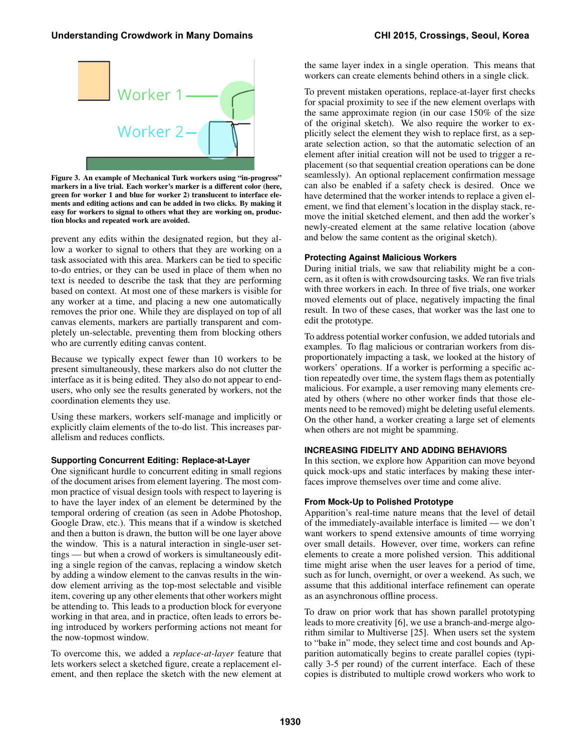Figure 3. An example of Mechanical Turk workers using "in-progress" markers in a live trial. Each worker's marker is a different color (here, green for worker 1 and blue for worker 2) translucent to interface elements and editing actions and can be added in two clicks. By making it easy for workers to signal to others what they are working on, production blocks and repeated work are avoided.

prevent any edits within the designated region, but they allow a worker to signal to others that they are working on a task associated with this area. Markers can be tied to specific to-do entries, or they can be used in place of them when no text is needed to describe the task that they are performing based on context. At most one of these markers is visible for any worker at a time, and placing a new one automatically removes the prior one. While they are displayed on top of all canvas elements, markers are partially transparent and completely un-selectable, preventing them from blocking others who are currently editing canvas content.

Because we typically expect fewer than 10 workers to be present simultaneously, these markers also do not clutter the interface as it is being edited. They also do not appear to end-users, who only see the results generated by workers, not the coordination elements they use.

Using these markers, workers self-manage and implicitly or explicitly claim elements of the to-do list. This increases parallelism and reduces conflicts.

### Supporting Concurrent Editing: Replace-at-Layer

One significant hurdle to concurrent editing in small regions of the document arises from element layering. The most common practice of visual design tools with respect to layering is to have the layer index of an element be determined by the temporal ordering of creation (as seen in Adobe Photoshop, Google Draw, etc.). This means that if a window is sketched and then a button is drawn, the button will be one layer above the window. This is a natural interaction in single-user settings — but when a crowd of workers is simultaneously editing a single region of the canvas, replacing a window sketch by adding a window element to the canvas results in the window element arriving as the top-most selectable and visible item, covering up any other elements that other workers might be attending to. This leads to a production block for everyone working in that area, and in practice, often leads to errors being introduced by workers performing actions not meant for the now-topmost window.

To overcome this, we added a *replace-at-layer* feature that lets workers select a sketched figure, create a replacement element, and then replace the sketch with the new element at the same layer index in a single operation. This means that workers can create elements behind others in a single click.

To prevent mistaken operations, replace-at-layer first checks for spacial proximity to see if the new element overlaps with the same approximate region (in our case 150% of the size of the original sketch). We also require the worker to explicitly select the element they wish to replace first, as a separate selection action, so that the automatic selection of an element after initial creation will not be used to trigger a replacement (so that sequential creation operations can be done seamlessly). An optional replacement confirmation message can also be enabled if a safety check is desired. Once we have determined that the worker intends to replace a given element, we find that element's location in the display stack, remove the initial sketched element, and then add the worker's newly-created element at the same relative location (above and below the same content as the original sketch).

### Protecting Against Malicious Workers

During initial trials, we saw that reliability might be a concern, as it often is with crowdsourcing tasks. We ran five trials with three workers in each. In three of five trials, one worker moved elements out of place, negatively impacting the final result. In two of these cases, that worker was the last one to edit the prototype.

To address potential worker confusion, we added tutorials and examples. To flag malicious or contrarian workers from disproportionately impacting a task, we looked at the history of workers' operations. If a worker is performing a specific action repeatedly over time, the system flags them as potentially malicious. For example, a user removing many elements created by others (where no other worker finds that those elements need to be removed) might be deleting useful elements. On the other hand, a worker creating a large set of elements when others are not might be spamming.

## INCREASING FIDELITY AND ADDING BEHAVIORS

In this section, we explore how Apparition can move beyond quick mock-ups and static interfaces by making these interfaces improve themselves over time and come alive.

### From Mock-Up to Polished Prototype

Apparition's real-time nature means that the level of detail of the immediately-available interface is limited — we don't want workers to spend extensive amounts of time worrying over small details. However, over time, workers can refine elements to create a more polished version. This additional time might arise when the user leaves for a period of time, such as for lunch, overnight, or over a weekend. As such, we assume that this additional interface refinement can operate as an asynchronous offline process.

To draw on prior work that has shown parallel prototyping leads to more creativity [6], we use a branch-and-merge algorithm similar to Multiverse [25]. When users set the system to "bake in" mode, they select time and cost bounds and Apparition automatically begins to create parallel copies (typically 3-5 per round) of the current interface. Each of these copies is distributed to multiple crowd workers who work to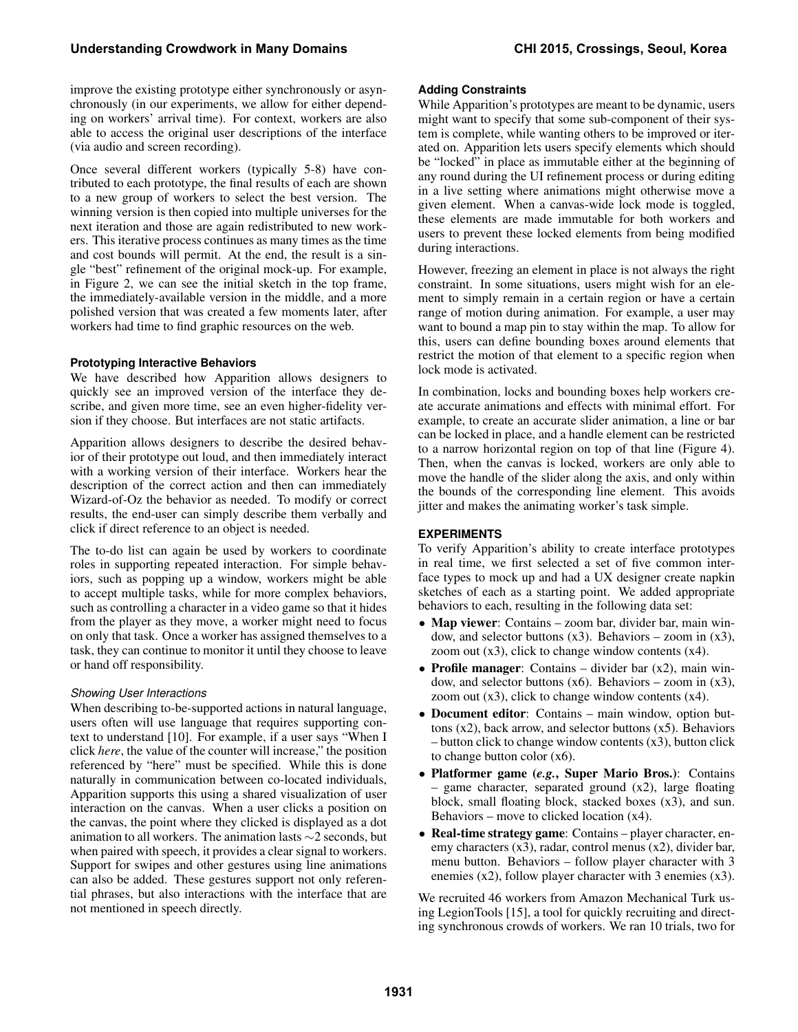improve the existing prototype either synchronously or asynchronously (in our experiments, we allow for either depending on workers' arrival time). For context, workers are also able to access the original user descriptions of the interface (via audio and screen recording).

Once several different workers (typically 5-8) have contributed to each prototype, the final results of each are shown to a new group of workers to select the best version. The winning version is then copied into multiple universes for the next iteration and those are again redistributed to new workers. This iterative process continues as many times as the time and cost bounds will permit. At the end, the result is a single "best" refinement of the original mock-up. For example, in Figure 2, we can see the initial sketch in the top frame, the immediately-available version in the middle, and a more polished version that was created a few moments later, after workers had time to find graphic resources on the web.

### Prototyping Interactive Behaviors

We have described how Apparition allows designers to quickly see an improved version of the interface they describe, and given more time, see an even higher-fidelity version if they choose. But interfaces are not static artifacts.

Apparition allows designers to describe the desired behavior of their prototype out loud, and then immediately interact with a working version of their interface. Workers hear the description of the correct action and then can immediately Wizard-of-Oz the behavior as needed. To modify or correct results, the end-user can simply describe them verbally and click if direct reference to an object is needed.

The to-do list can again be used by workers to coordinate roles in supporting repeated interaction. For simple behaviors, such as popping up a window, workers might be able to accept multiple tasks, while for more complex behaviors, such as controlling a character in a video game so that it hides from the player as they move, a worker might need to focus on only that task. Once a worker has assigned themselves to a task, they can continue to monitor it until they choose to leave or hand off responsibility.

#### *Showing User Interactions*

When describing to-be-supported actions in natural language, users often will use language that requires supporting context to understand [10]. For example, if a user says "When I click *here*, the value of the counter will increase," the position referenced by "here" must be specified. While this is done naturally in communication between co-located individuals, Apparition supports this using a shared visualization of user interaction on the canvas. When a user clicks a position on the canvas, the point where they clicked is displayed as a dot animation to all workers. The animation lasts $\sim$2 seconds, but when paired with speech, it provides a clear signal to workers. Support for swipes and other gestures using line animations can also be added. These gestures support not only referential phrases, but also interactions with the interface that are not mentioned in speech directly.

### Adding Constraints

While Apparition's prototypes are meant to be dynamic, users might want to specify that some sub-component of their system is complete, while wanting others to be improved or iterated on. Apparition lets users specify elements which should be "locked" in place as immutable either at the beginning of any round during the UI refinement process or during editing in a live setting where animations might otherwise move a given element. When a canvas-wide lock mode is toggled, these elements are made immutable for both workers and users to prevent these locked elements from being modified during interactions.

However, freezing an element in place is not always the right constraint. In some situations, users might wish for an element to simply remain in a certain region or have a certain range of motion during animation. For example, a user may want to bound a map pin to stay within the map. To allow for this, users can define bounding boxes around elements that restrict the motion of that element to a specific region when lock mode is activated.

In combination, locks and bounding boxes help workers create accurate animations and effects with minimal effort. For example, to create an accurate slider animation, a line or bar can be locked in place, and a handle element can be restricted to a narrow horizontal region on top of that line (Figure 4). Then, when the canvas is locked, workers are only able to move the handle of the slider along the axis, and only within the bounds of the corresponding line element. This avoids jitter and makes the animating worker's task simple.

## EXPERIMENTS

To verify Apparition's ability to create interface prototypes in real time, we first selected a set of five common interface types to mock up and had a UX designer create napkin sketches of each as a starting point. We added appropriate behaviors to each, resulting in the following data set:

- **Map viewer**: Contains – zoom bar, divider bar, main window, and selector buttons (x3). Behaviors – zoom in (x3), zoom out (x3), click to change window contents (x4).
- **Profile manager**: Contains – divider bar (x2), main window, and selector buttons (x6). Behaviors – zoom in (x3), zoom out (x3), click to change window contents (x4).
- **Document editor**: Contains – main window, option buttons (x2), back arrow, and selector buttons (x5). Behaviors – button click to change window contents (x3), button click to change button color (x6).
- **Platformer game (*e.g.,* Super Mario Bros.)**: Contains – game character, separated ground (x2), large floating block, small floating block, stacked boxes (x3), and sun. Behaviors – move to clicked location (x4).
- **Real-time strategy game**: Contains – player character, enemy characters (x3), radar, control menus (x2), divider bar, menu button. Behaviors – follow player character with 3 enemies (x2), follow player character with 3 enemies (x3).

We recruited 46 workers from Amazon Mechanical Turk using LegionTools [15], a tool for quickly recruiting and directing synchronous crowds of workers. We ran 10 trials, two for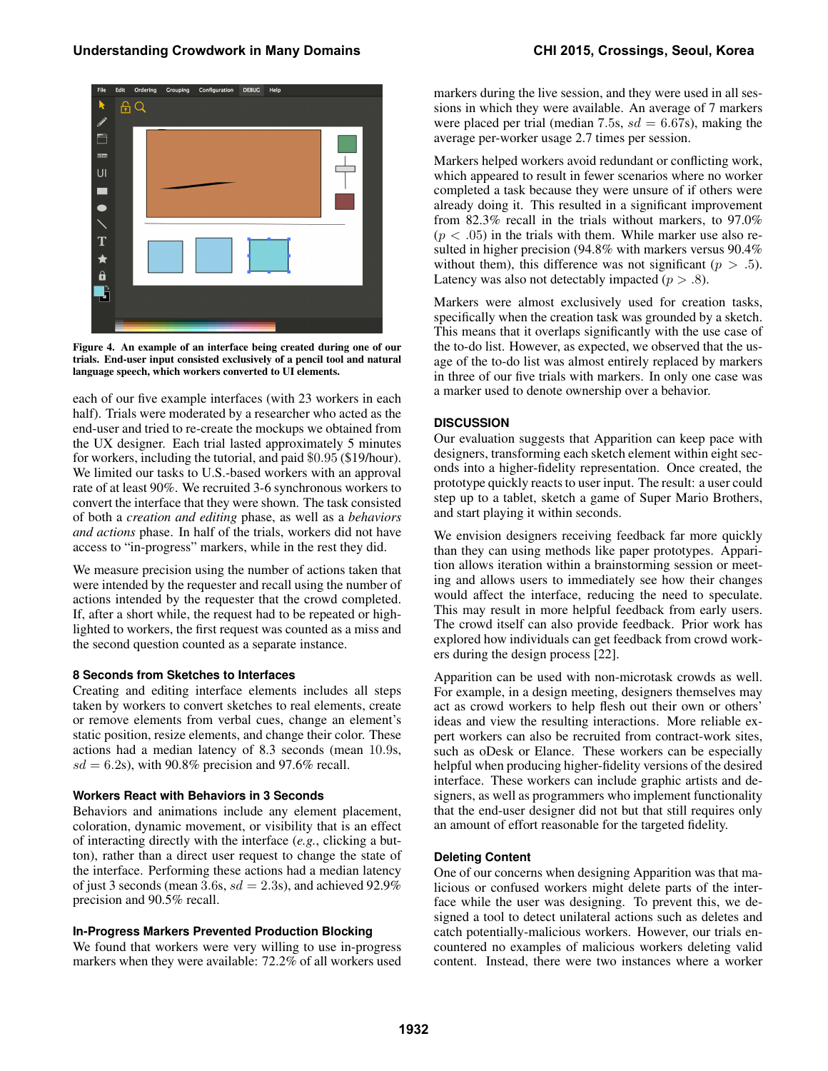Figure 4. An example of an interface being created during one of our trials. End-user input consisted exclusively of a pencil tool and natural language speech, which workers converted to UI elements.

each of our five example interfaces (with 23 workers in each half). Trials were moderated by a researcher who acted as the end-user and tried to re-create the mockups we obtained from the UX designer. Each trial lasted approximately 5 minutes for workers, including the tutorial, and paid \$0.95 (\$19/hour). We limited our tasks to U.S.-based workers with an approval rate of at least 90%. We recruited 3-6 synchronous workers to convert the interface that they were shown. The task consisted of both a *creation and editing* phase, as well as a *behaviors and actions* phase. In half of the trials, workers did not have access to "in-progress" markers, while in the rest they did.

We measure precision using the number of actions taken that were intended by the requester and recall using the number of actions intended by the requester that the crowd completed. If, after a short while, the request had to be repeated or highlighted to workers, the first request was counted as a miss and the second question counted as a separate instance.

### 8 Seconds from Sketches to Interfaces

Creating and editing interface elements includes all steps taken by workers to convert sketches to real elements, create or remove elements from verbal cues, change an element's static position, resize elements, and change their color. These actions had a median latency of 8.3 seconds (mean 10.9s, $sd = 6.2$s), with 90.8% precision and 97.6% recall.

### Workers React with Behaviors in 3 Seconds

Behaviors and animations include any element placement, coloration, dynamic movement, or visibility that is an effect of interacting directly with the interface (*e.g.*, clicking a button), rather than a direct user request to change the state of the interface. Performing these actions had a median latency of just 3 seconds (mean 3.6s, $sd = 2.3$s), and achieved 92.9% precision and 90.5% recall.

### In-Progress Markers Prevented Production Blocking

We found that workers were very willing to use in-progress markers when they were available: 72.2% of all workers used markers during the live session, and they were used in all sessions in which they were available. An average of 7 markers were placed per trial (median 7.5s, $sd = 6.67$s), making the average per-worker usage 2.7 times per session.

Markers helped workers avoid redundant or conflicting work, which appeared to result in fewer scenarios where no worker completed a task because they were unsure of if others were already doing it. This resulted in a significant improvement from 82.3% recall in the trials without markers, to 97.0% ($p < .05$) in the trials with them. While marker use also resulted in higher precision (94.8% with markers versus 90.4% without them), this difference was not significant ($p > .5$). Latency was also not detectably impacted ($p > .8$).

Markers were almost exclusively used for creation tasks, specifically when the creation task was grounded by a sketch. This means that it overlaps significantly with the use case of the to-do list. However, as expected, we observed that the usage of the to-do list was almost entirely replaced by markers in three of our five trials with markers. In only one case was a marker used to denote ownership over a behavior.

## DISCUSSION

Our evaluation suggests that Apparition can keep pace with designers, transforming each sketch element within eight seconds into a higher-fidelity representation. Once created, the prototype quickly reacts to user input. The result: a user could step up to a tablet, sketch a game of Super Mario Brothers, and start playing it within seconds.

We envision designers receiving feedback far more quickly than they can using methods like paper prototypes. Apparition allows iteration within a brainstorming session or meeting and allows users to immediately see how their changes would affect the interface, reducing the need to speculate. This may result in more helpful feedback from early users. The crowd itself can also provide feedback. Prior work has explored how individuals can get feedback from crowd workers during the design process [22].

Apparition can be used with non-microtask crowds as well. For example, in a design meeting, designers themselves may act as crowd workers to help flesh out their own or others' ideas and view the resulting interactions. More reliable expert workers can also be recruited from contract-work sites, such as oDesk or Elance. These workers can be especially helpful when producing higher-fidelity versions of the desired interface. These workers can include graphic artists and designers, as well as programmers who implement functionality that the end-user designer did not but that still requires only an amount of effort reasonable for the targeted fidelity.

### Deleting Content

One of our concerns when designing Apparition was that malicious or confused workers might delete parts of the interface while the user was designing. To prevent this, we designed a tool to detect unilateral actions such as deletes and catch potentially-malicious workers. However, our trials encountered no examples of malicious workers deleting valid content. Instead, there were two instances where a worker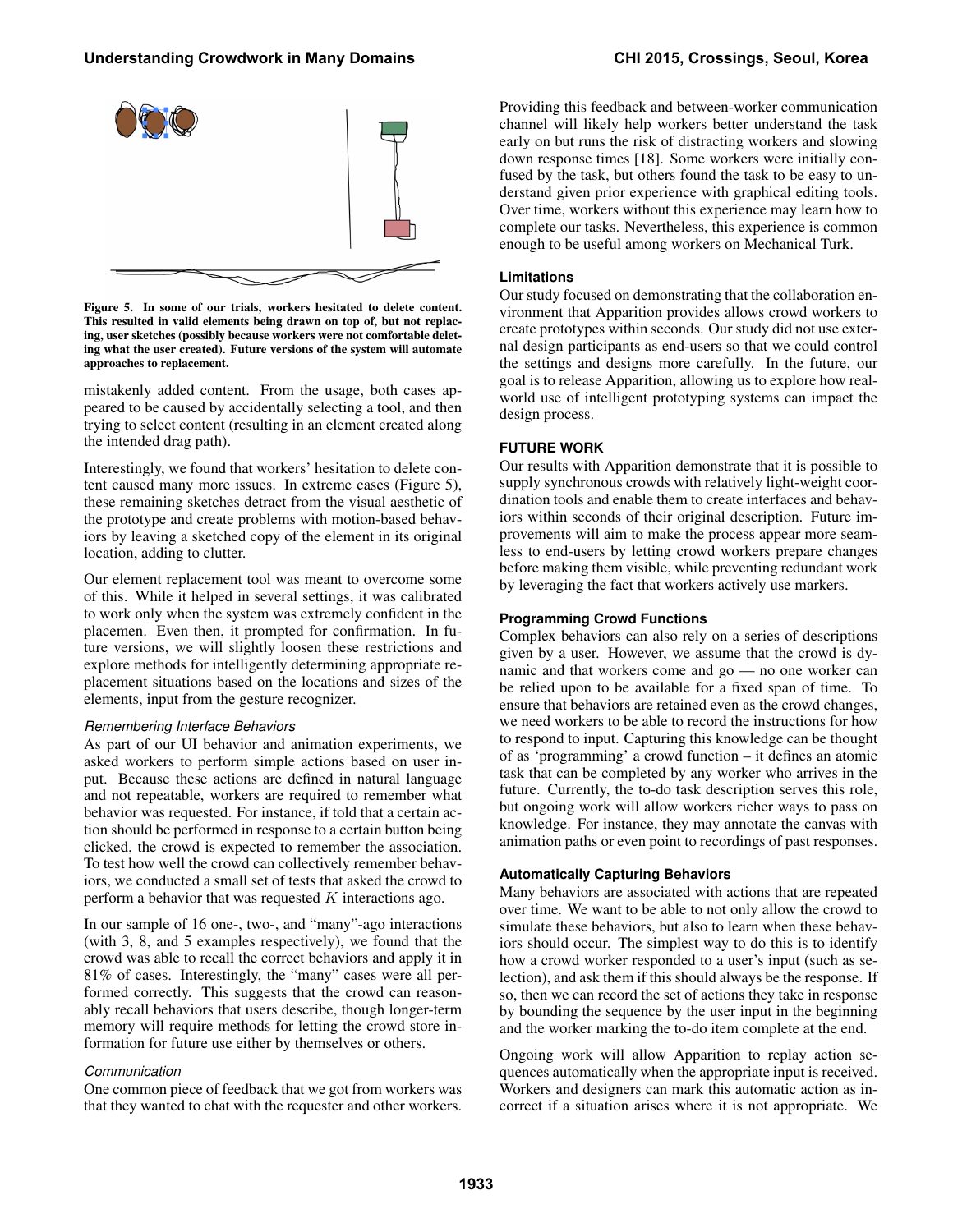Figure 5. In some of our trials, workers hesitated to delete content. This resulted in valid elements being drawn on top of, but not replacing, user sketches (possibly because workers were not comfortable deleting what the user created). Future versions of the system will automate approaches to replacement.

mistakenly added content. From the usage, both cases appeared to be caused by accidentally selecting a tool, and then trying to select content (resulting in an element created along the intended drag path).

Interestingly, we found that workers' hesitation to delete content caused many more issues. In extreme cases (Figure 5), these remaining sketches detract from the visual aesthetic of the prototype and create problems with motion-based behaviors by leaving a sketched copy of the element in its original location, adding to clutter.

Our element replacement tool was meant to overcome some of this. While it helped in several settings, it was calibrated to work only when the system was extremely confident in the placemen. Even then, it prompted for confirmation. In future versions, we will slightly loosen these restrictions and explore methods for intelligently determining appropriate replacement situations based on the locations and sizes of the elements, input from the gesture recognizer.

### *Remembering Interface Behaviors*

As part of our UI behavior and animation experiments, we asked workers to perform simple actions based on user input. Because these actions are defined in natural language and not repeatable, workers are required to remember what behavior was requested. For instance, if told that a certain action should be performed in response to a certain button being clicked, the crowd is expected to remember the association. To test how well the crowd can collectively remember behaviors, we conducted a small set of tests that asked the crowd to perform a behavior that was requested $K$ interactions ago.

In our sample of 16 one-, two-, and "many"-ago interactions (with 3, 8, and 5 examples respectively), we found that the crowd was able to recall the correct behaviors and apply it in 81% of cases. Interestingly, the "many" cases were all performed correctly. This suggests that the crowd can reasonably recall behaviors that users describe, though longer-term memory will require methods for letting the crowd store information for future use either by themselves or others.

### *Communication*

One common piece of feedback that we got from workers was that they wanted to chat with the requester and other workers. Providing this feedback and between-worker communication channel will likely help workers better understand the task early on but runs the risk of distracting workers and slowing down response times [18]. Some workers were initially confused by the task, but others found the task to be easy to understand given prior experience with graphical editing tools. Over time, workers without this experience may learn how to complete our tasks. Nevertheless, this experience is common enough to be useful among workers on Mechanical Turk.

### Limitations

Our study focused on demonstrating that the collaboration environment that Apparition provides allows crowd workers to create prototypes within seconds. Our study did not use external design participants as end-users so that we could control the settings and designs more carefully. In the future, our goal is to release Apparition, allowing us to explore how real-world use of intelligent prototyping systems can impact the design process.

## FUTURE WORK

Our results with Apparition demonstrate that it is possible to supply synchronous crowds with relatively light-weight coordination tools and enable them to create interfaces and behaviors within seconds of their original description. Future improvements will aim to make the process appear more seamless to end-users by letting crowd workers prepare changes before making them visible, while preventing redundant work by leveraging the fact that workers actively use markers.

### Programming Crowd Functions

Complex behaviors can also rely on a series of descriptions given by a user. However, we assume that the crowd is dynamic and that workers come and go — no one worker can be relied upon to be available for a fixed span of time. To ensure that behaviors are retained even as the crowd changes, we need workers to be able to record the instructions for how to respond to input. Capturing this knowledge can be thought of as 'programming' a crowd function – it defines an atomic task that can be completed by any worker who arrives in the future. Currently, the to-do task description serves this role, but ongoing work will allow workers richer ways to pass on knowledge. For instance, they may annotate the canvas with animation paths or even point to recordings of past responses.

### Automatically Capturing Behaviors

Many behaviors are associated with actions that are repeated over time. We want to be able to not only allow the crowd to simulate these behaviors, but also to learn when these behaviors should occur. The simplest way to do this is to identify how a crowd worker responded to a user's input (such as selection), and ask them if this should always be the response. If so, then we can record the set of actions they take in response by bounding the sequence by the user input in the beginning and the worker marking the to-do item complete at the end.

Ongoing work will allow Apparition to replay action sequences automatically when the appropriate input is received. Workers and designers can mark this automatic action as incorrect if a situation arises where it is not appropriate. We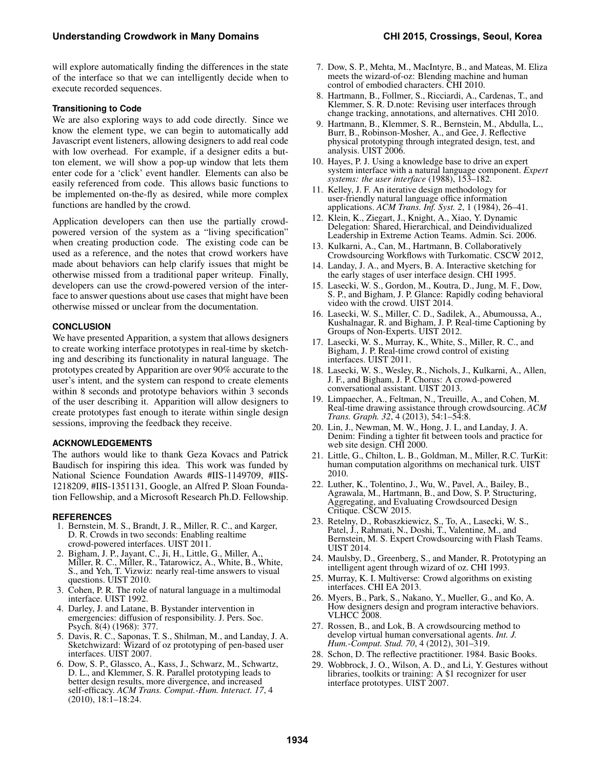will explore automatically finding the differences in the state of the interface so that we can intelligently decide when to execute recorded sequences.

#### Transitioning to Code

We are also exploring ways to add code directly. Since we know the element type, we can begin to automatically add Javascript event listeners, allowing designers to add real code with low overhead. For example, if a designer edits a button element, we will show a pop-up window that lets them enter code for a 'click' event handler. Elements can also be easily referenced from code. This allows basic functions to be implemented on-the-fly as desired, while more complex functions are handled by the crowd.

Application developers can then use the partially crowd-powered version of the system as a "living specification" when creating production code. The existing code can be used as a reference, and the notes that crowd workers have made about behaviors can help clarify issues that might be otherwise missed from a traditional paper writeup. Finally, developers can use the crowd-powered version of the interface to answer questions about use cases that might have been otherwise missed or unclear from the documentation.

### CONCLUSION

We have presented Apparition, a system that allows designers to create working interface prototypes in real-time by sketching and describing its functionality in natural language. The prototypes created by Apparition are over 90% accurate to the user's intent, and the system can respond to create elements within 8 seconds and prototype behaviors within 3 seconds of the user describing it. Apparition will allow designers to create prototypes fast enough to iterate within single design sessions, improving the feedback they receive.

### ACKNOWLEDGEMENTS

The authors would like to thank Geza Kovacs and Patrick Baudisch for inspiring this idea. This work was funded by National Science Foundation Awards #IIS-1149709, #IIS-1218209, #IIS-1351131, Google, an Alfred P. Sloan Foundation Fellowship, and a Microsoft Research Ph.D. Fellowship.

### REFERENCES

1. Bernstein, M. S., Brandt, J. R., Miller, R. C., and Karger, D. R. Crowds in two seconds: Enabling realtime crowd-powered interfaces. UIST 2011.
2. Bigham, J. P., Jayant, C., Ji, H., Little, G., Miller, A., Miller, R. C., Miller, R., Tatarowicz, A., White, B., White, S., and Yeh, T. Vizwiz: nearly real-time answers to visual questions. UIST 2010.
3. Cohen, P. R. The role of natural language in a multimodal interface. UIST 1992.
4. Darley, J. and Latane, B. Bystander intervention in emergencies: diffusion of responsibility. J. Pers. Soc. Psych. 8(4) (1968): 377.
5. Davis, R. C., Saponas, T. S., Shilman, M., and Landay, J. A. Sketchwizard: Wizard of oz prototyping of pen-based user interfaces. UIST 2007.
6. Dow, S. P., Glassco, A., Kass, J., Schwarz, M., Schwartz, D. L., and Klemmer, S. R. Parallel prototyping leads to better design results, more divergence, and increased self-efficacy. *ACM Trans. Comput.-Hum. Interact. 17*, 4 (2010), 18:1–18:24.
7. Dow, S. P., Mehta, M., MacIntyre, B., and Mateas, M. Eliza meets the wizard-of-oz: Blending machine and human control of embodied characters. CHI 2010.
8. Hartmann, B., Follmer, S., Ricciardi, A., Cardenas, T., and Klemmer, S. R. D.note: Revising user interfaces through change tracking, annotations, and alternatives. CHI 2010.
9. Hartmann, B., Klemmer, S. R., Bernstein, M., Abdulla, L., Burr, B., Robinson-Mosher, A., and Gee, J. Reflective physical prototyping through integrated design, test, and analysis. UIST 2006.
10. Hayes, P. J. Using a knowledge base to drive an expert system interface with a natural language component. *Expert systems: the user interface* (1988), 153–182.
11. Kelley, J. F. An iterative design methodology for user-friendly natural language office information applications. *ACM Trans. Inf. Syst. 2*, 1 (1984), 26–41.
12. Klein, K., Ziegart, J., Knight, A., Xiao, Y. Dynamic Delegation: Shared, Hierarchical, and Deindividualized Leadership in Extreme Action Teams. Admin. Sci. 2006.
13. Kulkarni, A., Can, M., Hartmann, B. Collaboratively Crowdsourcing Workflows with Turkomatic. CSCW 2012,
14. Landay, J. A., and Myers, B. A. Interactive sketching for the early stages of user interface design. CHI 1995.
15. Lasecki, W. S., Gordon, M., Koutra, D., Jung, M. F., Dow, S. P., and Bigham, J. P. Glance: Rapidly coding behavioral video with the crowd. UIST 2014.
16. Lasecki, W. S., Miller, C. D., Sadilek, A., Abumoussa, A., Kushalnagar, R. and Bigham, J. P. Real-time Captioning by Groups of Non-Experts. UIST 2012.
17. Lasecki, W. S., Murray, K., White, S., Miller, R. C., and Bigham, J. P. Real-time crowd control of existing interfaces. UIST 2011.
18. Lasecki, W. S., Wesley, R., Nichols, J., Kulkarni, A., Allen, J. F., and Bigham, J. P. Chorus: A crowd-powered conversational assistant. UIST 2013.
19. Limpaecher, A., Feltman, N., Treuille, A., and Cohen, M. Real-time drawing assistance through crowdsourcing. *ACM Trans. Graph. 32*, 4 (2013), 54:1–54:8.
20. Lin, J., Newman, M. W., Hong, J. I., and Landay, J. A. Denim: Finding a tighter fit between tools and practice for web site design. CHI 2000.
21. Little, G., Chilton, L. B., Goldman, M., Miller, R.C. TurKit: human computation algorithms on mechanical turk. UIST 2010.
22. Luther, K., Tolentino, J., Wu, W., Pavel, A., Bailey, B., Agrawala, M., Hartmann, B., and Dow, S. P. Structuring, Aggregating, and Evaluating Crowdsourced Design Critique. CSCW 2015.
23. Retelny, D., Robaszkiewicz, S., To, A., Lasecki, W. S., Patel, J., Rahmati, N., Doshi, T., Valentine, M., and Bernstein, M. S. Expert Crowdsourcing with Flash Teams. UIST 2014.
24. Maulsby, D., Greenberg, S., and Mander, R. Prototyping an intelligent agent through wizard of oz. CHI 1993.
25. Murray, K. I. Multiverse: Crowd algorithms on existing interfaces. CHI EA 2013.
26. Myers, B., Park, S., Nakano, Y., Mueller, G., and Ko, A. How designers design and program interactive behaviors. VLHCC 2008.
27. Rossen, B., and Lok, B. A crowdsourcing method to develop virtual human conversational agents. *Int. J. Hum.-Comput. Stud. 70*, 4 (2012), 301–319.
28. Schon, D. The reflective practitioner. 1984. Basic Books.
29. Wobbrock, J. O., Wilson, A. D., and Li, Y. Gestures without libraries, toolkits or training: A $1 recognizer for user interface prototypes. UIST 2007.